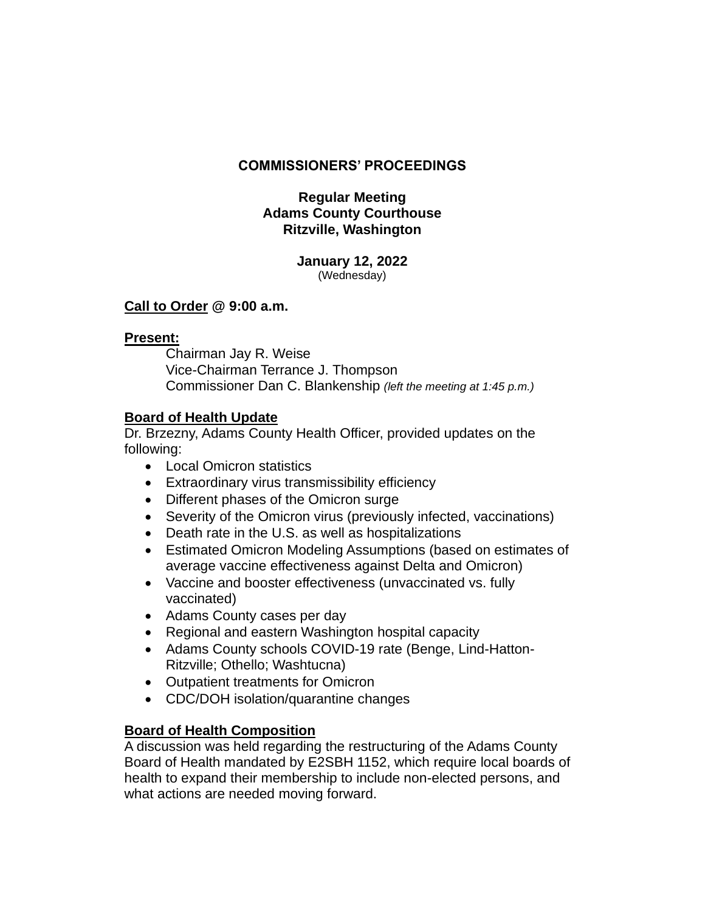# COMMISSIONERS' PROCEEDINGS

## Regular Meeting
## Adams County Courthouse
## Ritzville, Washington

**January 12, 2022**
(Wednesday)

**Call to Order** @ **9:00 a.m.**

**Present:**

Chairman Jay R. Weise
Vice-Chairman Terrance J. Thompson
Commissioner Dan C. Blankenship *(left the meeting at 1:45 p.m.)*

**Board of Health Update**

Dr. Brzezny, Adams County Health Officer, provided updates on the following:

- Local Omicron statistics
- Extraordinary virus transmissibility efficiency
- Different phases of the Omicron surge
- Severity of the Omicron virus (previously infected, vaccinations)
- Death rate in the U.S. as well as hospitalizations
- Estimated Omicron Modeling Assumptions (based on estimates of average vaccine effectiveness against Delta and Omicron)
- Vaccine and booster effectiveness (unvaccinated vs. fully vaccinated)
- Adams County cases per day
- Regional and eastern Washington hospital capacity
- Adams County schools COVID-19 rate (Benge, Lind-Hatton-Ritzville; Othello; Washtucna)
- Outpatient treatments for Omicron
- CDC/DOH isolation/quarantine changes

**Board of Health Composition**

A discussion was held regarding the restructuring of the Adams County Board of Health mandated by E2SBH 1152, which require local boards of health to expand their membership to include non-elected persons, and what actions are needed moving forward.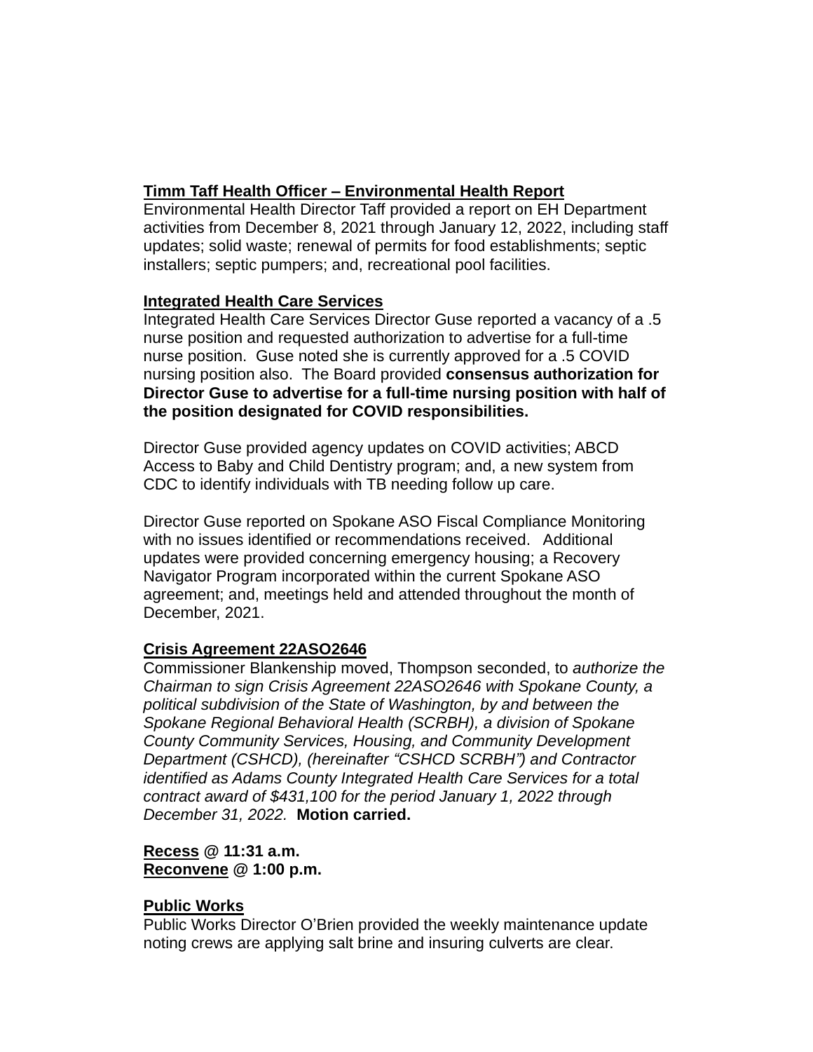**<u>Timm Taff Health Officer – Environmental Health Report</u>**
Environmental Health Director Taff provided a report on EH Department activities from December 8, 2021 through January 12, 2022, including staff updates; solid waste; renewal of permits for food establishments; septic installers; septic pumpers; and, recreational pool facilities.

**<u>Integrated Health Care Services</u>**
Integrated Health Care Services Director Guse reported a vacancy of a .5 nurse position and requested authorization to advertise for a full-time nurse position. Guse noted she is currently approved for a .5 COVID nursing position also. The Board provided **consensus authorization for Director Guse to advertise for a full-time nursing position with half of the position designated for COVID responsibilities.**

Director Guse provided agency updates on COVID activities; ABCD Access to Baby and Child Dentistry program; and, a new system from CDC to identify individuals with TB needing follow up care.

Director Guse reported on Spokane ASO Fiscal Compliance Monitoring with no issues identified or recommendations received. Additional updates were provided concerning emergency housing; a Recovery Navigator Program incorporated within the current Spokane ASO agreement; and, meetings held and attended throughout the month of December, 2021.

**<u>Crisis Agreement 22ASO2646</u>**
Commissioner Blankenship moved, Thompson seconded, to *authorize the Chairman to sign Crisis Agreement 22ASO2646 with Spokane County, a political subdivision of the State of Washington, by and between the Spokane Regional Behavioral Health (SCRBH), a division of Spokane County Community Services, Housing, and Community Development Department (CSHCD), (hereinafter "CSHCD SCRBH") and Contractor identified as Adams County Integrated Health Care Services for a total contract award of $431,100 for the period January 1, 2022 through December 31, 2022.* **Motion carried.**

**<u>Recess</u> @ 11:31 a.m.**
**<u>Reconvene</u> @ 1:00 p.m.**

**<u>Public Works</u>**
Public Works Director O'Brien provided the weekly maintenance update noting crews are applying salt brine and insuring culverts are clear.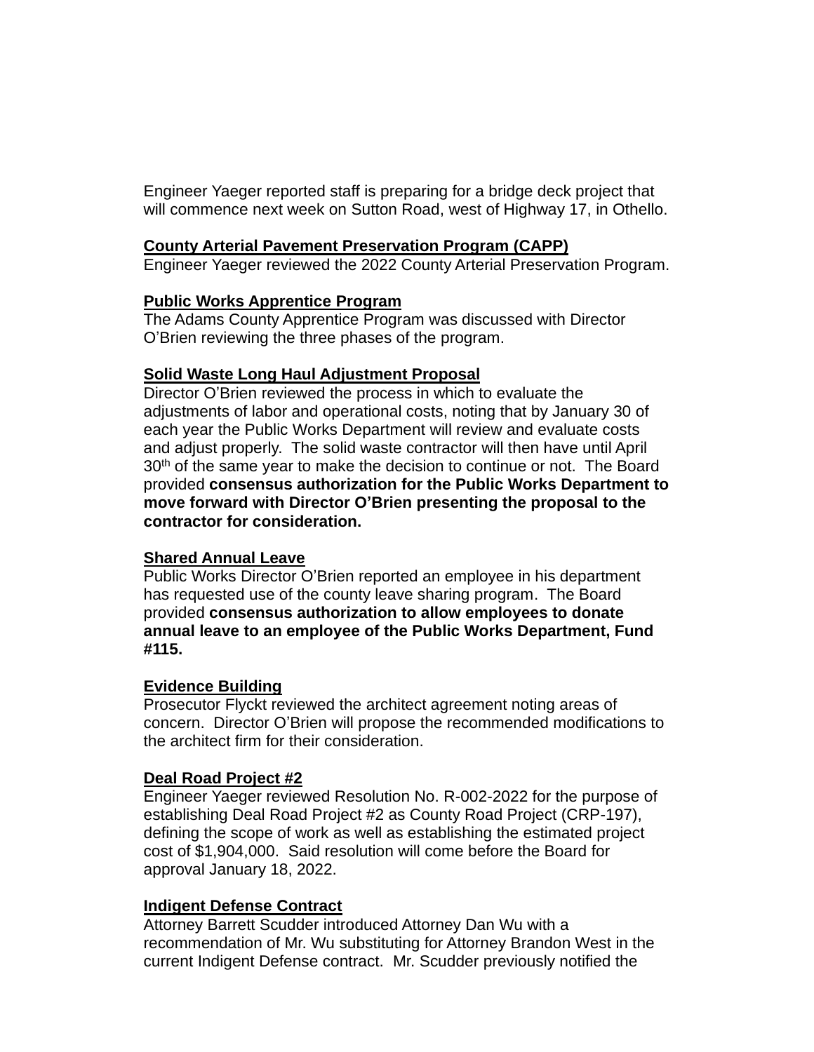Engineer Yaeger reported staff is preparing for a bridge deck project that will commence next week on Sutton Road, west of Highway 17, in Othello.

**County Arterial Pavement Preservation Program (CAPP)**
Engineer Yaeger reviewed the 2022 County Arterial Preservation Program.

**Public Works Apprentice Program**
The Adams County Apprentice Program was discussed with Director O'Brien reviewing the three phases of the program.

**Solid Waste Long Haul Adjustment Proposal**
Director O'Brien reviewed the process in which to evaluate the adjustments of labor and operational costs, noting that by January 30 of each year the Public Works Department will review and evaluate costs and adjust properly. The solid waste contractor will then have until April 30th of the same year to make the decision to continue or not. The Board provided **consensus authorization for the Public Works Department to move forward with Director O'Brien presenting the proposal to the contractor for consideration.**

**Shared Annual Leave**
Public Works Director O'Brien reported an employee in his department has requested use of the county leave sharing program. The Board provided **consensus authorization to allow employees to donate annual leave to an employee of the Public Works Department, Fund #115.**

**Evidence Building**
Prosecutor Flyckt reviewed the architect agreement noting areas of concern. Director O'Brien will propose the recommended modifications to the architect firm for their consideration.

**Deal Road Project #2**
Engineer Yaeger reviewed Resolution No. R-002-2022 for the purpose of establishing Deal Road Project #2 as County Road Project (CRP-197), defining the scope of work as well as establishing the estimated project cost of $1,904,000. Said resolution will come before the Board for approval January 18, 2022.

**Indigent Defense Contract**
Attorney Barrett Scudder introduced Attorney Dan Wu with a recommendation of Mr. Wu substituting for Attorney Brandon West in the current Indigent Defense contract. Mr. Scudder previously notified the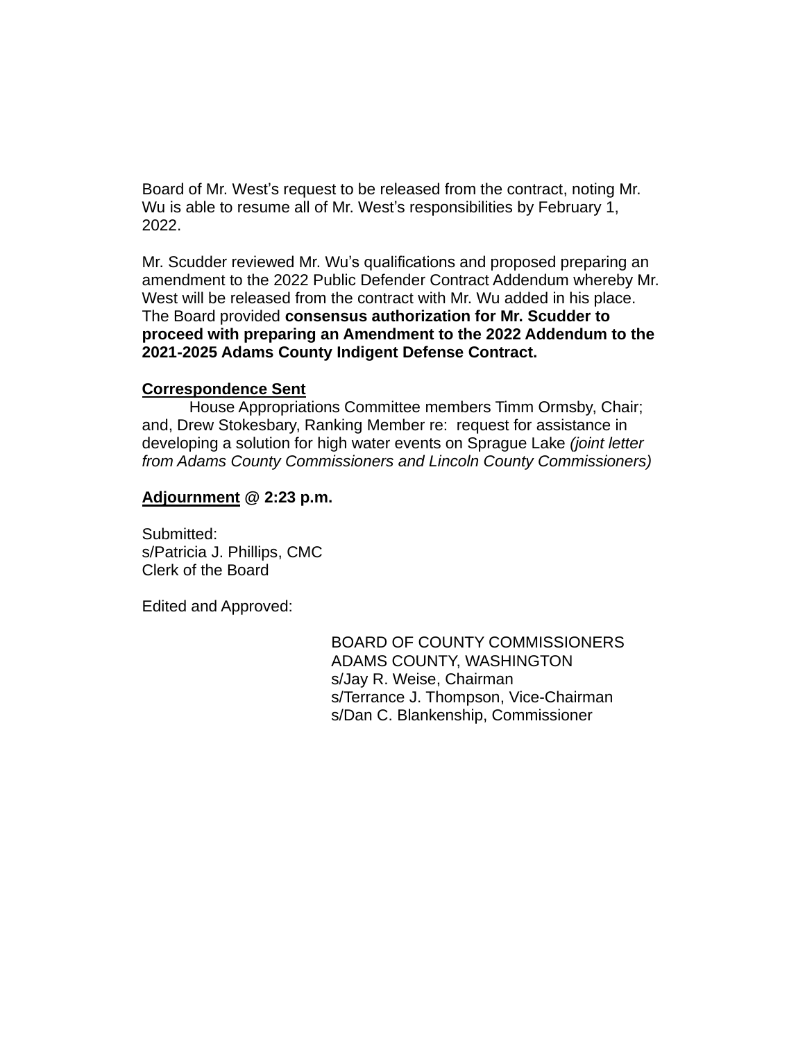Board of Mr. West's request to be released from the contract, noting Mr. Wu is able to resume all of Mr. West's responsibilities by February 1, 2022.

Mr. Scudder reviewed Mr. Wu's qualifications and proposed preparing an amendment to the 2022 Public Defender Contract Addendum whereby Mr. West will be released from the contract with Mr. Wu added in his place. The Board provided **consensus authorization for Mr. Scudder to proceed with preparing an Amendment to the 2022 Addendum to the 2021-2025 Adams County Indigent Defense Contract.**

**<u>Correspondence Sent</u>**

House Appropriations Committee members Timm Ormsby, Chair; and, Drew Stokesbary, Ranking Member re: request for assistance in developing a solution for high water events on Sprague Lake *(joint letter from Adams County Commissioners and Lincoln County Commissioners)*

**<u>Adjournment</u> @ 2:23 p.m.**

Submitted:
s/Patricia J. Phillips, CMC
Clerk of the Board

Edited and Approved:

BOARD OF COUNTY COMMISSIONERS
ADAMS COUNTY, WASHINGTON
s/Jay R. Weise, Chairman
s/Terrance J. Thompson, Vice-Chairman
s/Dan C. Blankenship, Commissioner